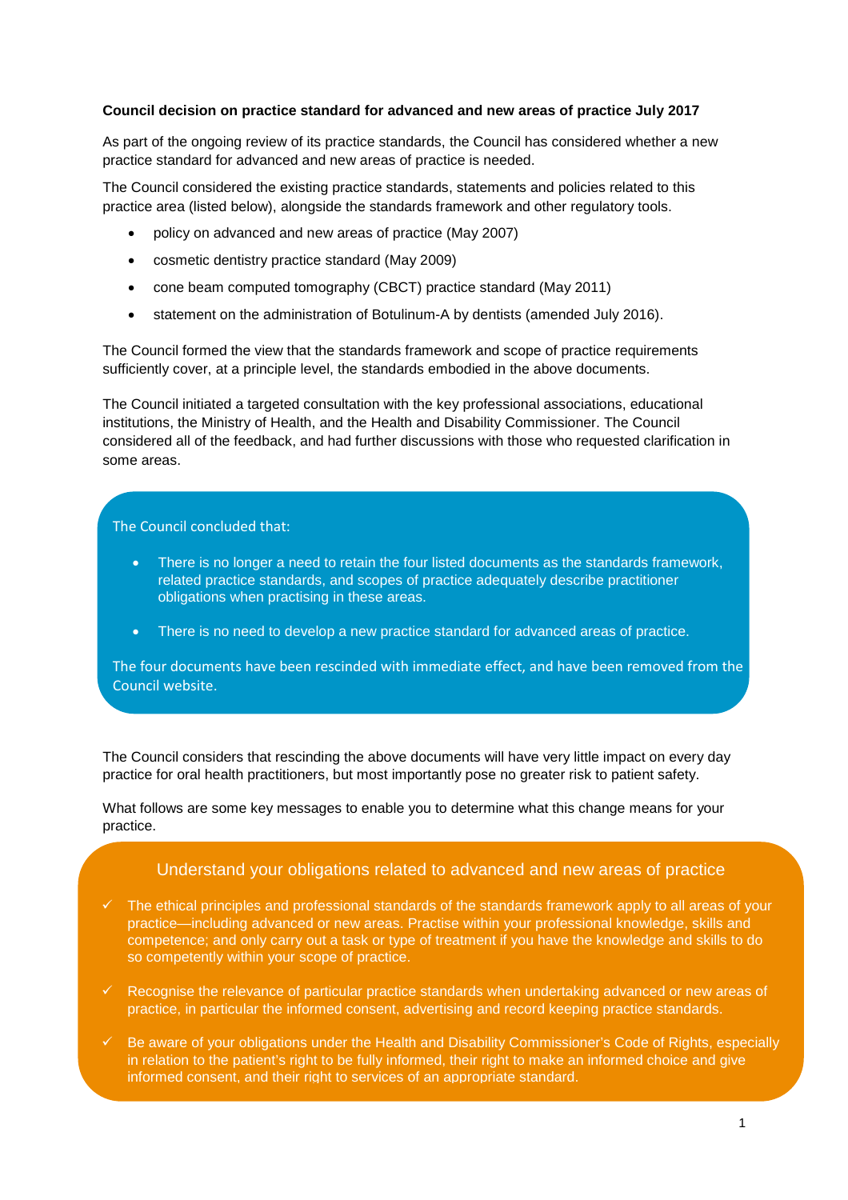**Council decision on practice standard for advanced and new areas of practice July 2017**

As part of the ongoing review of its practice standards, the Council has considered whether a new practice standard for advanced and new areas of practice is needed.

The Council considered the existing practice standards, statements and policies related to this practice area (listed below), alongside the standards framework and other regulatory tools.

- policy on advanced and new areas of practice (May 2007)
- cosmetic dentistry practice standard (May 2009)
- cone beam computed tomography (CBCT) practice standard (May 2011)
- statement on the administration of Botulinum-A by dentists (amended July 2016).

The Council formed the view that the standards framework and scope of practice requirements sufficiently cover, at a principle level, the standards embodied in the above documents.

The Council initiated a targeted consultation with the key professional associations, educational institutions, the Ministry of Health, and the Health and Disability Commissioner. The Council considered all of the feedback, and had further discussions with those who requested clarification in some areas.

The Council concluded that:

- There is no longer a need to retain the four listed documents as the standards framework, related practice standards, and scopes of practice adequately describe practitioner obligations when practising in these areas.
- There is no need to develop a new practice standard for advanced areas of practice.

The four documents have been rescinded with immediate effect, and have been removed from the Council website.

The Council considers that rescinding the above documents will have very little impact on every day practice for oral health practitioners, but most importantly pose no greater risk to patient safety.

What follows are some key messages to enable you to determine what this change means for your practice.

## Understand your obligations related to advanced and new areas of practice

- ✓ The ethical principles and professional standards of the standards framework apply to all areas of your practice—including advanced or new areas. Practise within your professional knowledge, skills and competence; and only carry out a task or type of treatment if you have the knowledge and skills to do so competently within your scope of practice.
- ✓ Recognise the relevance of particular practice standards when undertaking advanced or new areas of practice, in particular the informed consent, advertising and record keeping practice standards.
- ✓ Be aware of your obligations under the Health and Disability Commissioner's Code of Rights, especially in relation to the patient's right to be fully informed, their right to make an informed choice and give informed consent, and their right to services of an appropriate standard.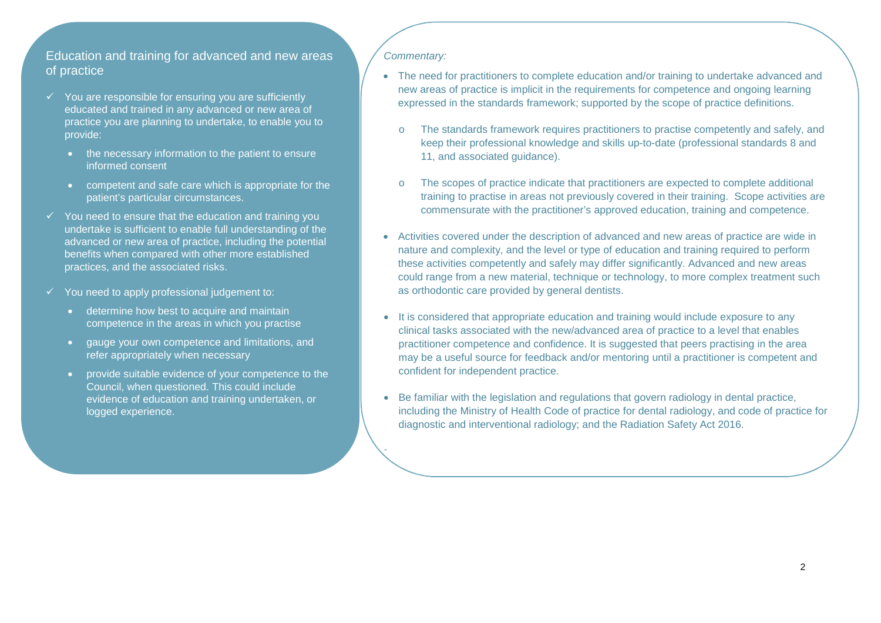## Education and training for advanced and new areas of practice

- ✓ You are responsible for ensuring you are sufficiently educated and trained in any advanced or new area of practice you are planning to undertake, to enable you to provide:
  - the necessary information to the patient to ensure informed consent
  - competent and safe care which is appropriate for the patient's particular circumstances.
- ✓ You need to ensure that the education and training you undertake is sufficient to enable full understanding of the advanced or new area of practice, including the potential benefits when compared with other more established practices, and the associated risks.
- ✓ You need to apply professional judgement to:
  - determine how best to acquire and maintain competence in the areas in which you practise
  - gauge your own competence and limitations, and refer appropriately when necessary
  - provide suitable evidence of your competence to the Council, when questioned. This could include evidence of education and training undertaken, or logged experience.

*Commentary:*

- The need for practitioners to complete education and/or training to undertake advanced and new areas of practice is implicit in the requirements for competence and ongoing learning expressed in the standards framework; supported by the scope of practice definitions.
  - The standards framework requires practitioners to practise competently and safely, and keep their professional knowledge and skills up-to-date (professional standards 8 and 11, and associated guidance).
  - The scopes of practice indicate that practitioners are expected to complete additional training to practise in areas not previously covered in their training. Scope activities are commensurate with the practitioner's approved education, training and competence.
- Activities covered under the description of advanced and new areas of practice are wide in nature and complexity, and the level or type of education and training required to perform these activities competently and safely may differ significantly. Advanced and new areas could range from a new material, technique or technology, to more complex treatment such as orthodontic care provided by general dentists.
- It is considered that appropriate education and training would include exposure to any clinical tasks associated with the new/advanced area of practice to a level that enables practitioner competence and confidence. It is suggested that peers practising in the area may be a useful source for feedback and/or mentoring until a practitioner is competent and confident for independent practice.
- Be familiar with the legislation and regulations that govern radiology in dental practice, including the Ministry of Health Code of practice for dental radiology, and code of practice for diagnostic and interventional radiology; and the Radiation Safety Act 2016.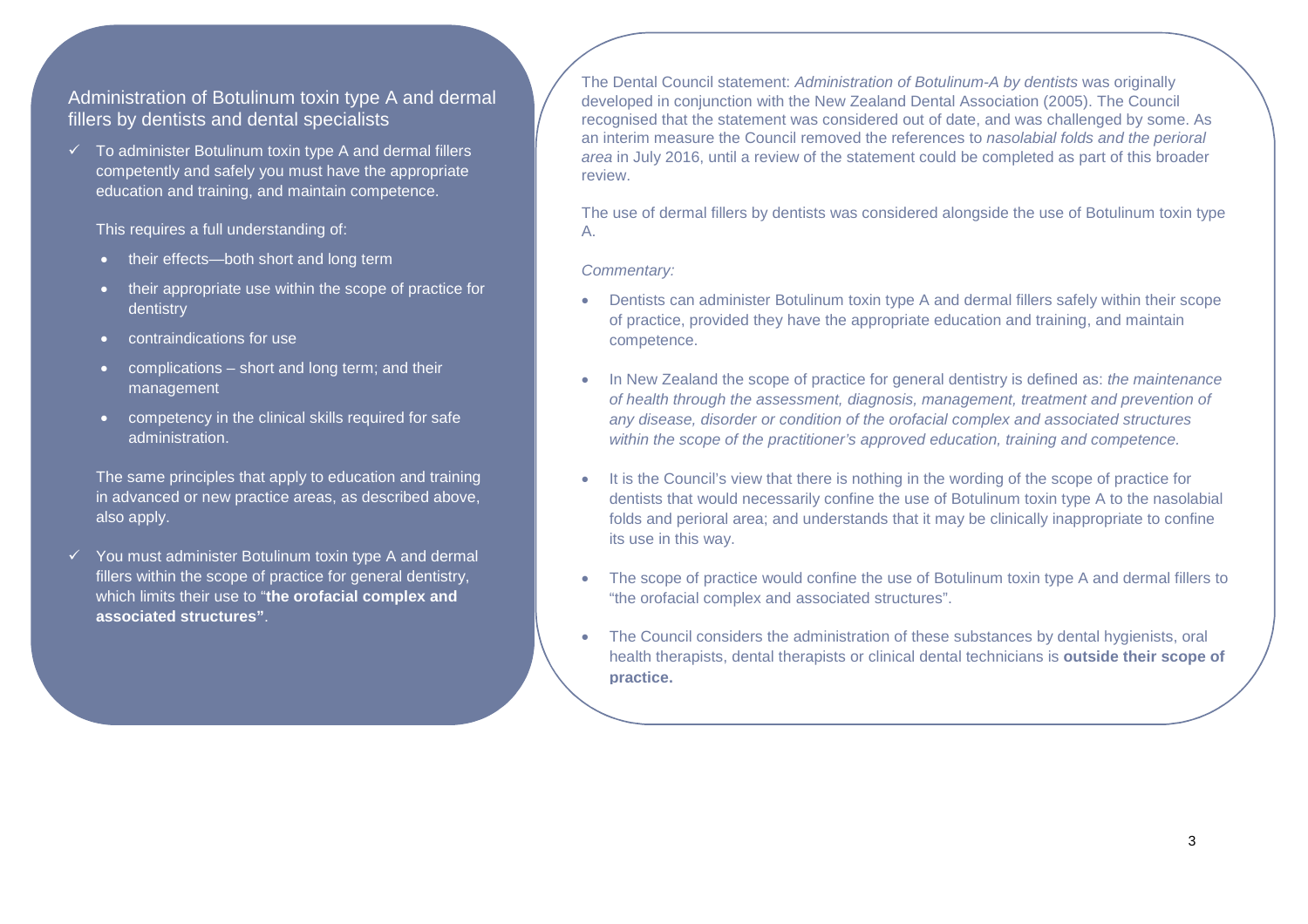## Administration of Botulinum toxin type A and dermal fillers by dentists and dental specialists

- ✓ To administer Botulinum toxin type A and dermal fillers competently and safely you must have the appropriate education and training, and maintain competence.

  This requires a full understanding of:

  - their effects—both short and long term
  - their appropriate use within the scope of practice for dentistry
  - contraindications for use
  - complications – short and long term; and their management
  - competency in the clinical skills required for safe administration.

  The same principles that apply to education and training in advanced or new practice areas, as described above, also apply.

- ✓ You must administer Botulinum toxin type A and dermal fillers within the scope of practice for general dentistry, which limits their use to "**the orofacial complex and associated structures"**.

The Dental Council statement: *Administration of Botulinum-A by dentists* was originally developed in conjunction with the New Zealand Dental Association (2005). The Council recognised that the statement was considered out of date, and was challenged by some. As an interim measure the Council removed the references to *nasolabial folds and the perioral area* in July 2016, until a review of the statement could be completed as part of this broader review.

The use of dermal fillers by dentists was considered alongside the use of Botulinum toxin type A.

*Commentary:*

- Dentists can administer Botulinum toxin type A and dermal fillers safely within their scope of practice, provided they have the appropriate education and training, and maintain competence.
- In New Zealand the scope of practice for general dentistry is defined as: *the maintenance of health through the assessment, diagnosis, management, treatment and prevention of any disease, disorder or condition of the orofacial complex and associated structures within the scope of the practitioner's approved education, training and competence.*
- It is the Council's view that there is nothing in the wording of the scope of practice for dentists that would necessarily confine the use of Botulinum toxin type A to the nasolabial folds and perioral area; and understands that it may be clinically inappropriate to confine its use in this way.
- The scope of practice would confine the use of Botulinum toxin type A and dermal fillers to "the orofacial complex and associated structures".
- The Council considers the administration of these substances by dental hygienists, oral health therapists, dental therapists or clinical dental technicians is **outside their scope of practice.**